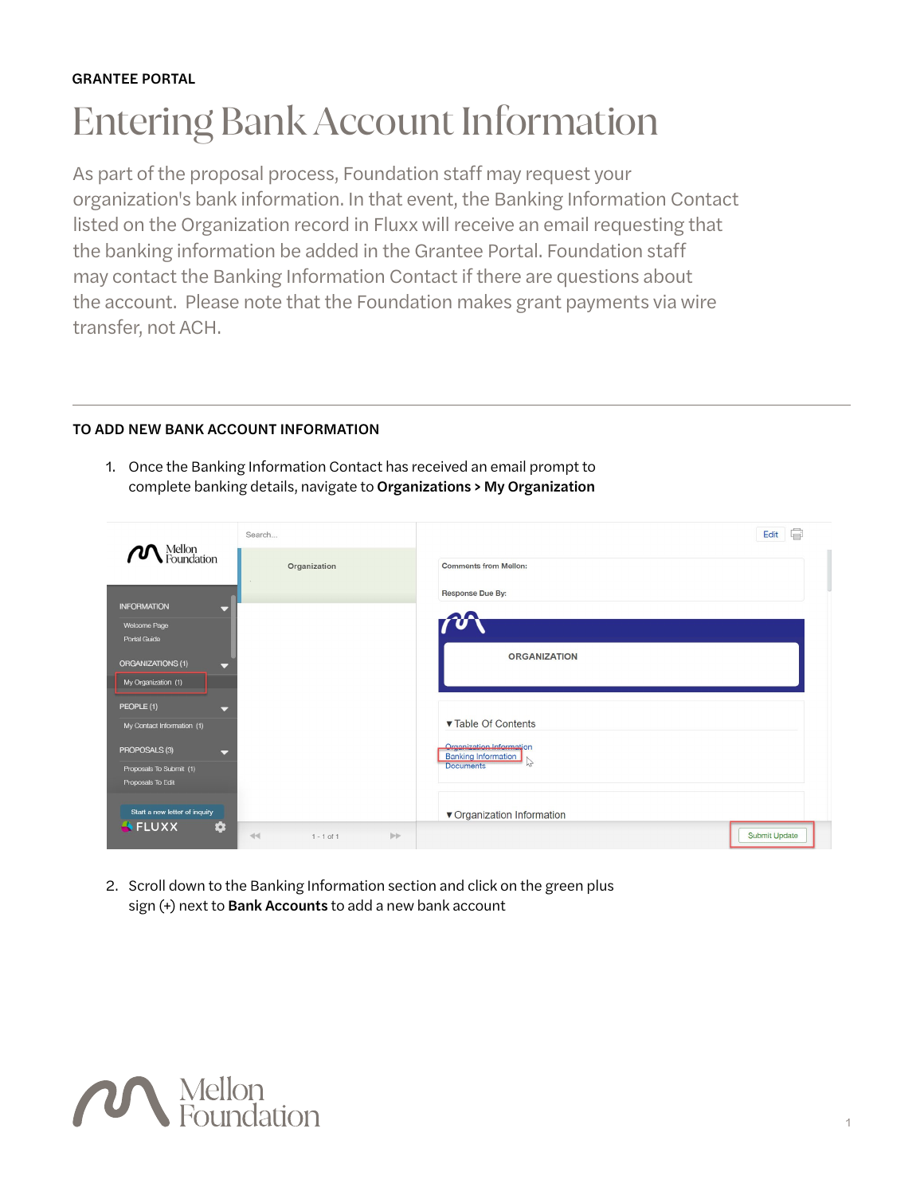GRANTEE PORTAL

# Entering Bank Account Information

As part of the proposal process, Foundation staff may request your organization's bank information. In that event, the Banking Information Contact listed on the Organization record in Fluxx will receive an email requesting that the banking information be added in the Grantee Portal. Foundation staff may contact the Banking Information Contact if there are questions about the account. Please note that the Foundation makes grant payments via wire transfer, not ACH.

---

## TO ADD NEW BANK ACCOUNT INFORMATION

1. Once the Banking Information Contact has received an email prompt to complete banking details, navigate to **Organizations > My Organization**

2. Scroll down to the Banking Information section and click on the green plus sign (+) next to **Bank Accounts** to add a new bank account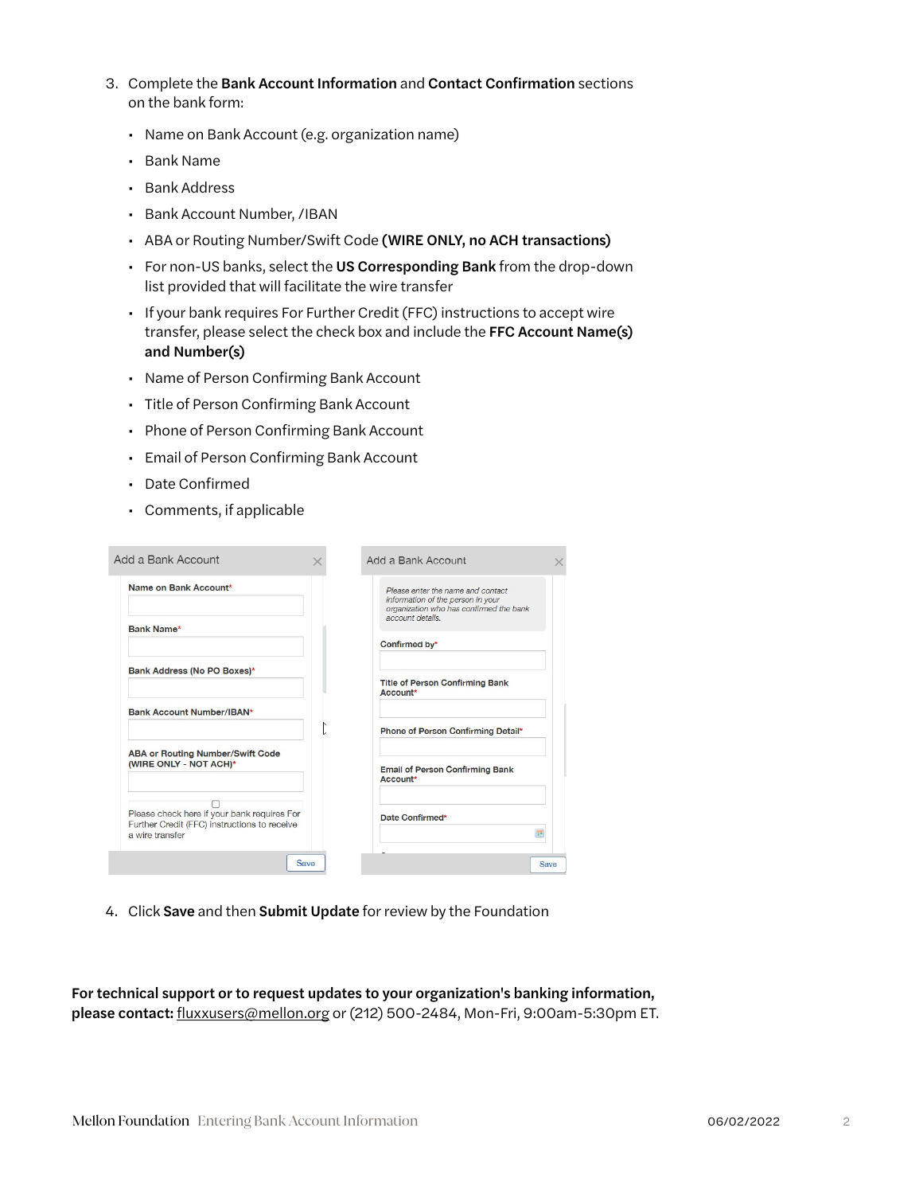3. Complete the **Bank Account Information** and **Contact Confirmation** sections on the bank form:

   - Name on Bank Account (e.g. organization name)
   - Bank Name
   - Bank Address
   - Bank Account Number, /IBAN
   - ABA or Routing Number/Swift Code **(WIRE ONLY, no ACH transactions)**
   - For non-US banks, select the **US Corresponding Bank** from the drop-down list provided that will facilitate the wire transfer
   - If your bank requires For Further Credit (FFC) instructions to accept wire transfer, please select the check box and include the **FFC Account Name(s) and Number(s)**
   - Name of Person Confirming Bank Account
   - Title of Person Confirming Bank Account
   - Phone of Person Confirming Bank Account
   - Email of Person Confirming Bank Account
   - Date Confirmed
   - Comments, if applicable

Add a Bank Account

Name on Bank Account*

Bank Name*

Bank Address (No PO Boxes)*

Bank Account Number/IBAN*

ABA or Routing Number/Swift Code (WIRE ONLY - NOT ACH)*

Please check here if your bank requires For Further Credit (FFC) instructions to receive a wire transfer

Save

Add a Bank Account

*Please enter the name and contact information of the person in your organization who has confirmed the bank account details.*

Confirmed by*

Title of Person Confirming Bank Account*

Phone of Person Confirming Detail*

Email of Person Confirming Bank Account*

Date Confirmed*

Save

4. Click **Save** and then **Submit Update** for review by the Foundation

**For technical support or to request updates to your organization's banking information, please contact:** fluxxusers@mellon.org or (212) 500-2484, Mon-Fri, 9:00am-5:30pm ET.